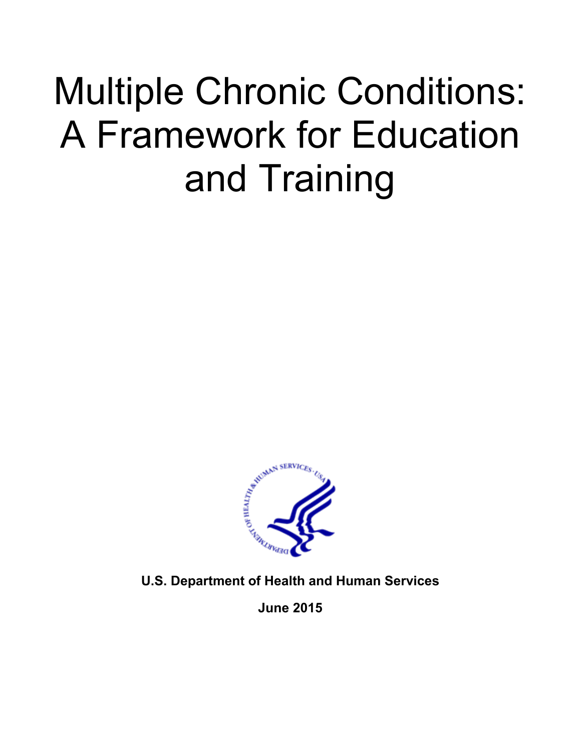# Multiple Chronic Conditions: A Framework for Education and Training

**U.S. Department of Health and Human Services**

**June 2015**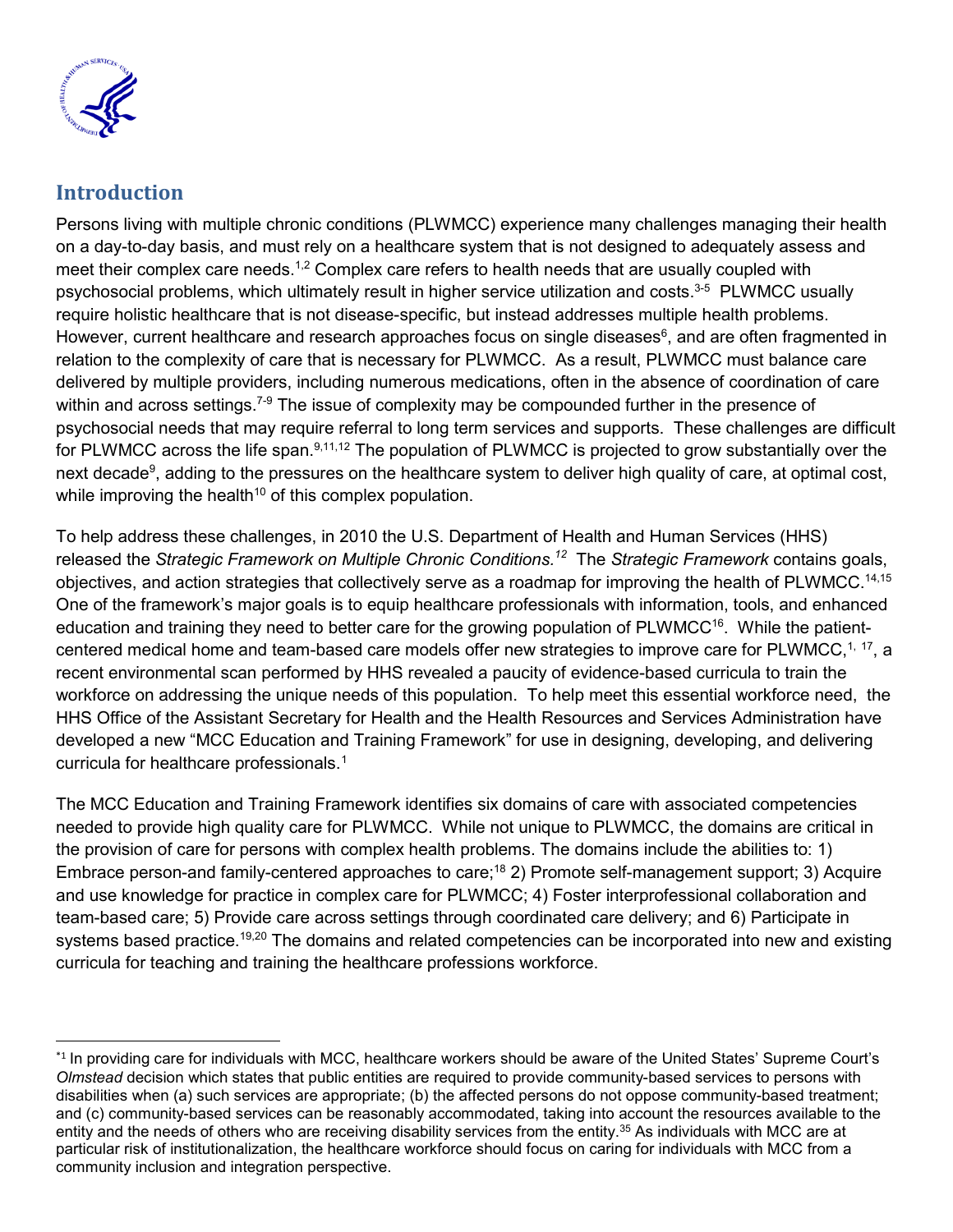## Introduction

Persons living with multiple chronic conditions (PLWMCC) experience many challenges managing their health on a day-to-day basis, and must rely on a healthcare system that is not designed to adequately assess and meet their complex care needs.[1,2] Complex care refers to health needs that are usually coupled with psychosocial problems, which ultimately result in higher service utilization and costs.[3-5] PLWMCC usually require holistic healthcare that is not disease-specific, but instead addresses multiple health problems. However, current healthcare and research approaches focus on single diseases[6], and are often fragmented in relation to the complexity of care that is necessary for PLWMCC. As a result, PLWMCC must balance care delivered by multiple providers, including numerous medications, often in the absence of coordination of care within and across settings.[7-9] The issue of complexity may be compounded further in the presence of psychosocial needs that may require referral to long term services and supports. These challenges are difficult for PLWMCC across the life span.[9,11,12] The population of PLWMCC is projected to grow substantially over the next decade[9], adding to the pressures on the healthcare system to deliver high quality of care, at optimal cost, while improving the health[10] of this complex population.

To help address these challenges, in 2010 the U.S. Department of Health and Human Services (HHS) released the *Strategic Framework on Multiple Chronic Conditions.*[12] The *Strategic Framework* contains goals, objectives, and action strategies that collectively serve as a roadmap for improving the health of PLWMCC.[14,15] One of the framework's major goals is to equip healthcare professionals with information, tools, and enhanced education and training they need to better care for the growing population of PLWMCC[16]. While the patient-centered medical home and team-based care models offer new strategies to improve care for PLWMCC,[1, 17], a recent environmental scan performed by HHS revealed a paucity of evidence-based curricula to train the workforce on addressing the unique needs of this population. To help meet this essential workforce need, the HHS Office of the Assistant Secretary for Health and the Health Resources and Services Administration have developed a new "MCC Education and Training Framework" for use in designing, developing, and delivering curricula for healthcare professionals.[1]

The MCC Education and Training Framework identifies six domains of care with associated competencies needed to provide high quality care for PLWMCC. While not unique to PLWMCC, the domains are critical in the provision of care for persons with complex health problems. The domains include the abilities to: 1) Embrace person-and family-centered approaches to care;[18] 2) Promote self-management support; 3) Acquire and use knowledge for practice in complex care for PLWMCC; 4) Foster interprofessional collaboration and team-based care; 5) Provide care across settings through coordinated care delivery; and 6) Participate in systems based practice.[19,20] The domains and related competencies can be incorporated into new and existing curricula for teaching and training the healthcare professions workforce.

---

[*1] In providing care for individuals with MCC, healthcare workers should be aware of the United States' Supreme Court's *Olmstead* decision which states that public entities are required to provide community-based services to persons with disabilities when (a) such services are appropriate; (b) the affected persons do not oppose community-based treatment; and (c) community-based services can be reasonably accommodated, taking into account the resources available to the entity and the needs of others who are receiving disability services from the entity.[35] As individuals with MCC are at particular risk of institutionalization, the healthcare workforce should focus on caring for individuals with MCC from a community inclusion and integration perspective.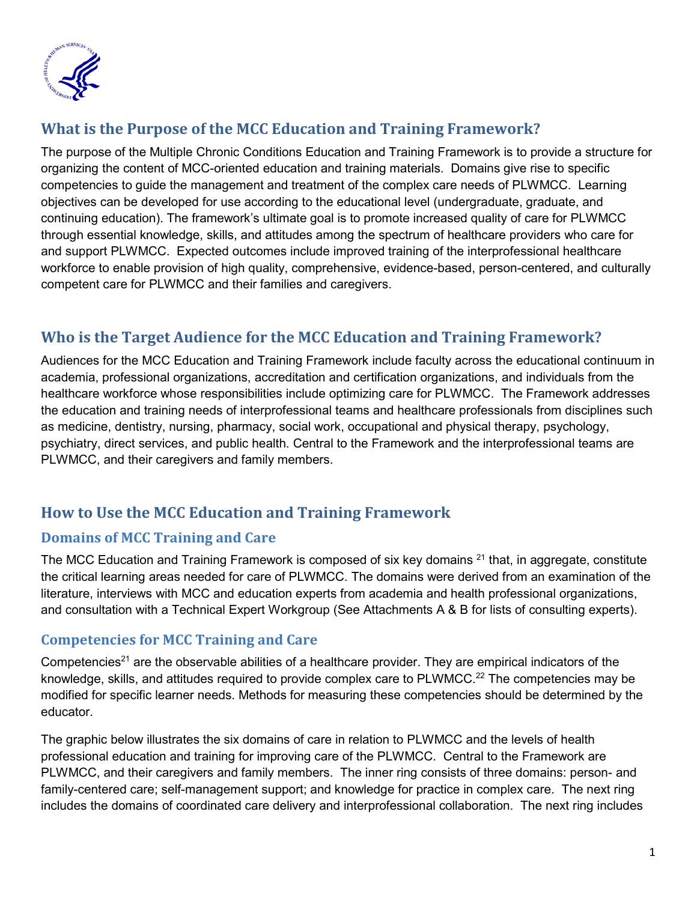## What is the Purpose of the MCC Education and Training Framework?

The purpose of the Multiple Chronic Conditions Education and Training Framework is to provide a structure for organizing the content of MCC-oriented education and training materials. Domains give rise to specific competencies to guide the management and treatment of the complex care needs of PLWMCC. Learning objectives can be developed for use according to the educational level (undergraduate, graduate, and continuing education). The framework's ultimate goal is to promote increased quality of care for PLWMCC through essential knowledge, skills, and attitudes among the spectrum of healthcare providers who care for and support PLWMCC. Expected outcomes include improved training of the interprofessional healthcare workforce to enable provision of high quality, comprehensive, evidence-based, person-centered, and culturally competent care for PLWMCC and their families and caregivers.

## Who is the Target Audience for the MCC Education and Training Framework?

Audiences for the MCC Education and Training Framework include faculty across the educational continuum in academia, professional organizations, accreditation and certification organizations, and individuals from the healthcare workforce whose responsibilities include optimizing care for PLWMCC. The Framework addresses the education and training needs of interprofessional teams and healthcare professionals from disciplines such as medicine, dentistry, nursing, pharmacy, social work, occupational and physical therapy, psychology, psychiatry, direct services, and public health. Central to the Framework and the interprofessional teams are PLWMCC, and their caregivers and family members.

## How to Use the MCC Education and Training Framework

### Domains of MCC Training and Care

The MCC Education and Training Framework is composed of six key domains [21] that, in aggregate, constitute the critical learning areas needed for care of PLWMCC. The domains were derived from an examination of the literature, interviews with MCC and education experts from academia and health professional organizations, and consultation with a Technical Expert Workgroup (See Attachments A & B for lists of consulting experts).

### Competencies for MCC Training and Care

Competencies[21] are the observable abilities of a healthcare provider. They are empirical indicators of the knowledge, skills, and attitudes required to provide complex care to PLWMCC.[22] The competencies may be modified for specific learner needs. Methods for measuring these competencies should be determined by the educator.

The graphic below illustrates the six domains of care in relation to PLWMCC and the levels of health professional education and training for improving care of the PLWMCC. Central to the Framework are PLWMCC, and their caregivers and family members. The inner ring consists of three domains: person- and family-centered care; self-management support; and knowledge for practice in complex care. The next ring includes the domains of coordinated care delivery and interprofessional collaboration. The next ring includes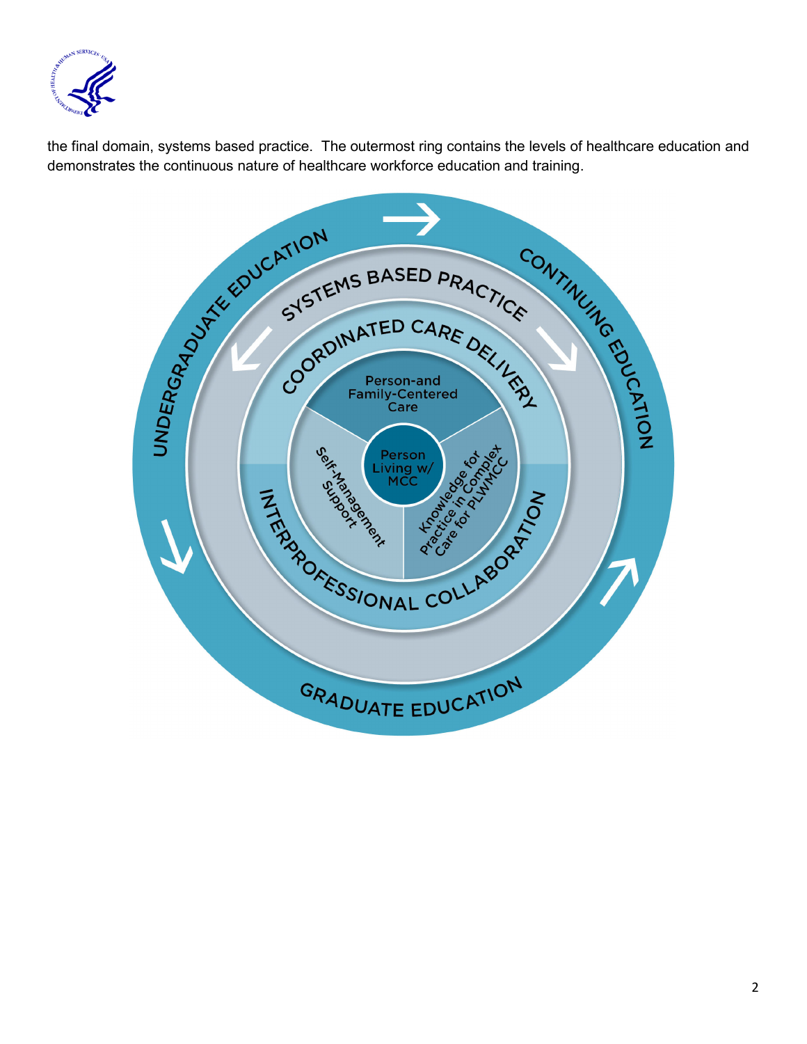the final domain, systems based practice. The outermost ring contains the levels of healthcare education and demonstrates the continuous nature of healthcare workforce education and training.

UNDERGRADUATE EDUCATION

CONTINUING EDUCATION

GRADUATE EDUCATION

SYSTEMS BASED PRACTICE

COORDINATED CARE DELIVERY

INTERPROFESSIONAL COLLABORATION

Person-and Family-Centered Care

Self-Management Support

Knowledge for Practice in Complex Care for PLWMCC

Person Living w/ MCC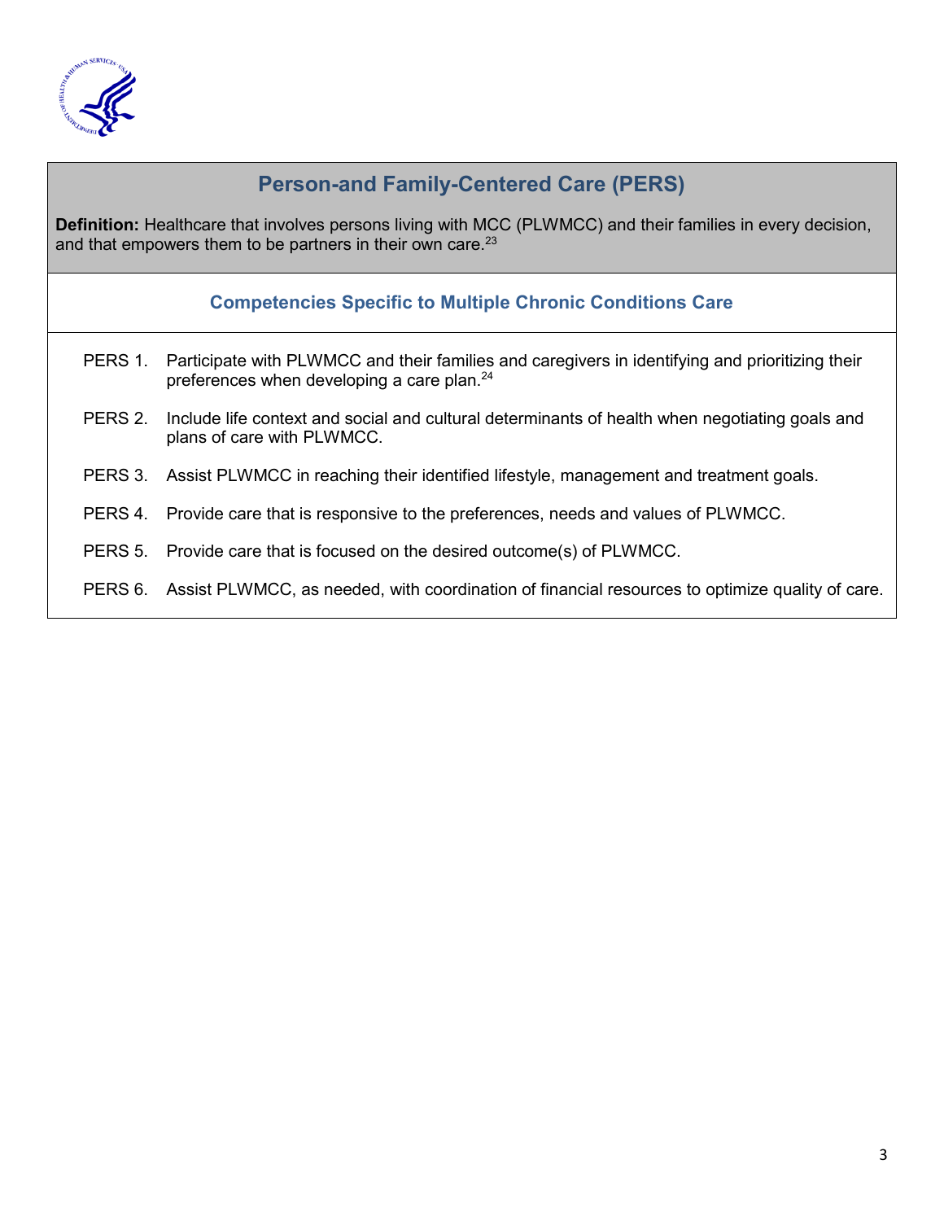## Person-and Family-Centered Care (PERS)

**Definition:** Healthcare that involves persons living with MCC (PLWMCC) and their families in every decision, and that empowers them to be partners in their own care.[23]

### Competencies Specific to Multiple Chronic Conditions Care

- PERS 1. Participate with PLWMCC and their families and caregivers in identifying and prioritizing their preferences when developing a care plan.[24]
- PERS 2. Include life context and social and cultural determinants of health when negotiating goals and plans of care with PLWMCC.
- PERS 3. Assist PLWMCC in reaching their identified lifestyle, management and treatment goals.
- PERS 4. Provide care that is responsive to the preferences, needs and values of PLWMCC.
- PERS 5. Provide care that is focused on the desired outcome(s) of PLWMCC.
- PERS 6. Assist PLWMCC, as needed, with coordination of financial resources to optimize quality of care.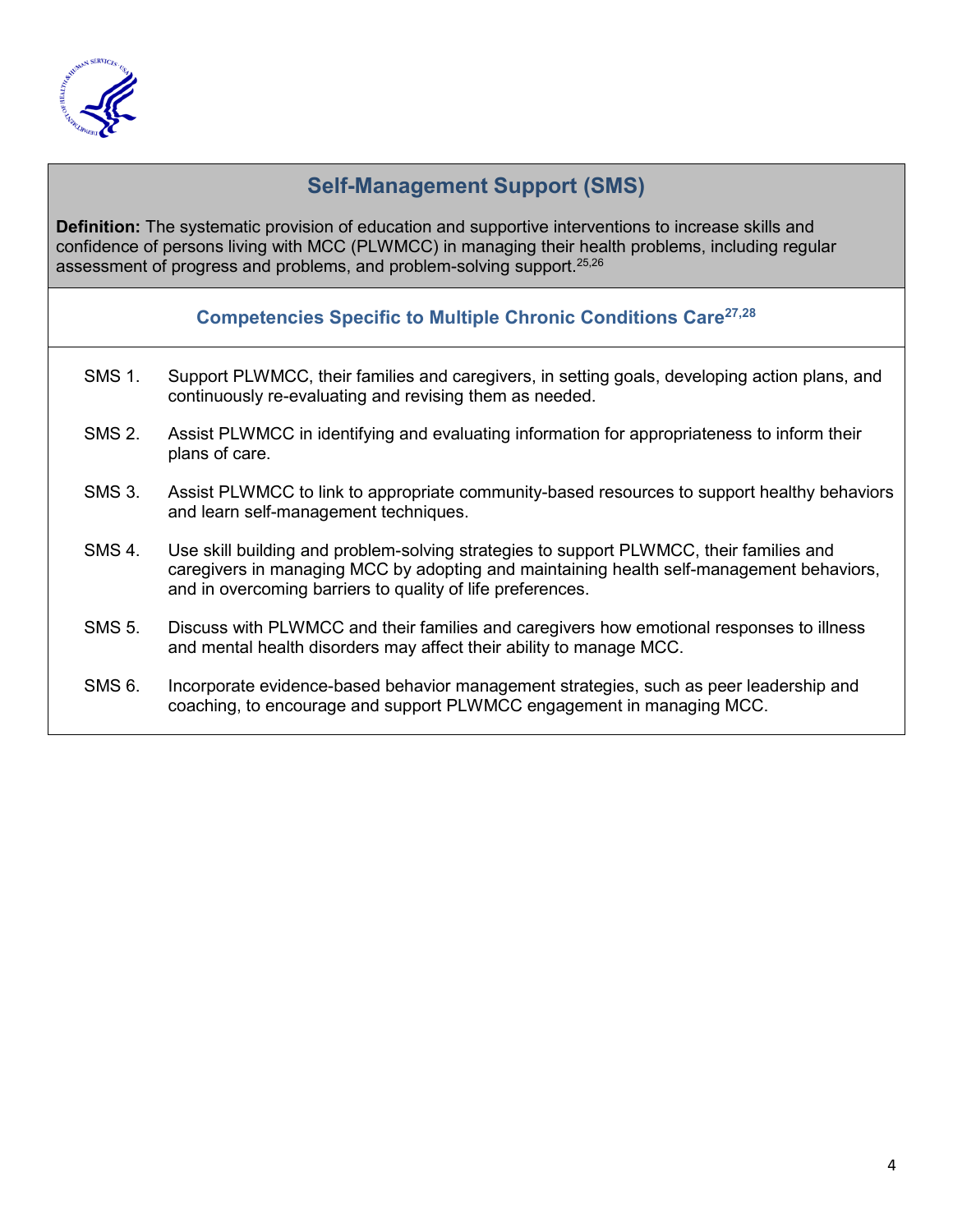## Self-Management Support (SMS)

**Definition:** The systematic provision of education and supportive interventions to increase skills and confidence of persons living with MCC (PLWMCC) in managing their health problems, including regular assessment of progress and problems, and problem-solving support.[25,26]

### Competencies Specific to Multiple Chronic Conditions Care[27,28]

- SMS 1. Support PLWMCC, their families and caregivers, in setting goals, developing action plans, and continuously re-evaluating and revising them as needed.
- SMS 2. Assist PLWMCC in identifying and evaluating information for appropriateness to inform their plans of care.
- SMS 3. Assist PLWMCC to link to appropriate community-based resources to support healthy behaviors and learn self-management techniques.
- SMS 4. Use skill building and problem-solving strategies to support PLWMCC, their families and caregivers in managing MCC by adopting and maintaining health self-management behaviors, and in overcoming barriers to quality of life preferences.
- SMS 5. Discuss with PLWMCC and their families and caregivers how emotional responses to illness and mental health disorders may affect their ability to manage MCC.
- SMS 6. Incorporate evidence-based behavior management strategies, such as peer leadership and coaching, to encourage and support PLWMCC engagement in managing MCC.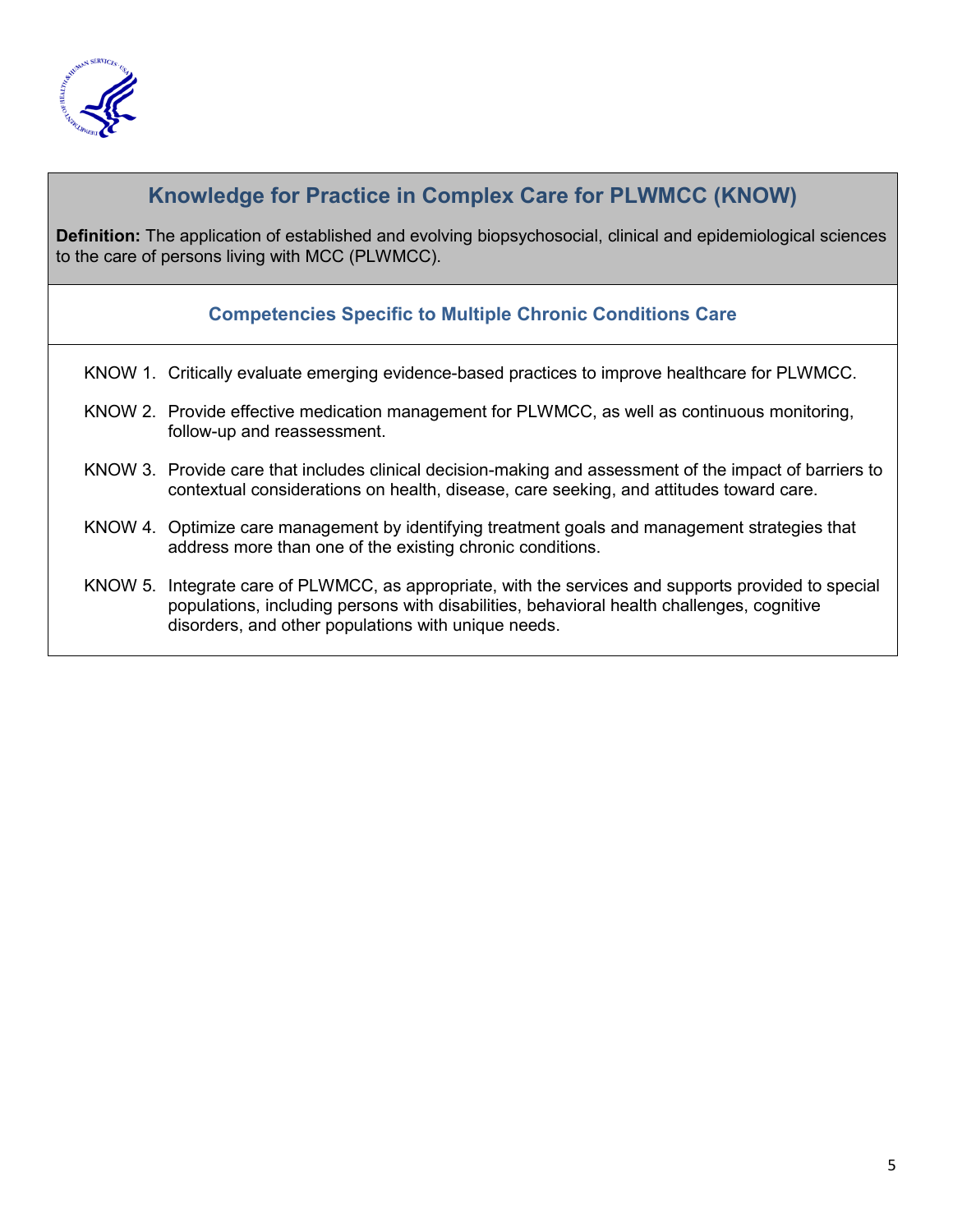## Knowledge for Practice in Complex Care for PLWMCC (KNOW)

**Definition:** The application of established and evolving biopsychosocial, clinical and epidemiological sciences to the care of persons living with MCC (PLWMCC).

### Competencies Specific to Multiple Chronic Conditions Care

- KNOW 1. Critically evaluate emerging evidence-based practices to improve healthcare for PLWMCC.
- KNOW 2. Provide effective medication management for PLWMCC, as well as continuous monitoring, follow-up and reassessment.
- KNOW 3. Provide care that includes clinical decision-making and assessment of the impact of barriers to contextual considerations on health, disease, care seeking, and attitudes toward care.
- KNOW 4. Optimize care management by identifying treatment goals and management strategies that address more than one of the existing chronic conditions.
- KNOW 5. Integrate care of PLWMCC, as appropriate, with the services and supports provided to special populations, including persons with disabilities, behavioral health challenges, cognitive disorders, and other populations with unique needs.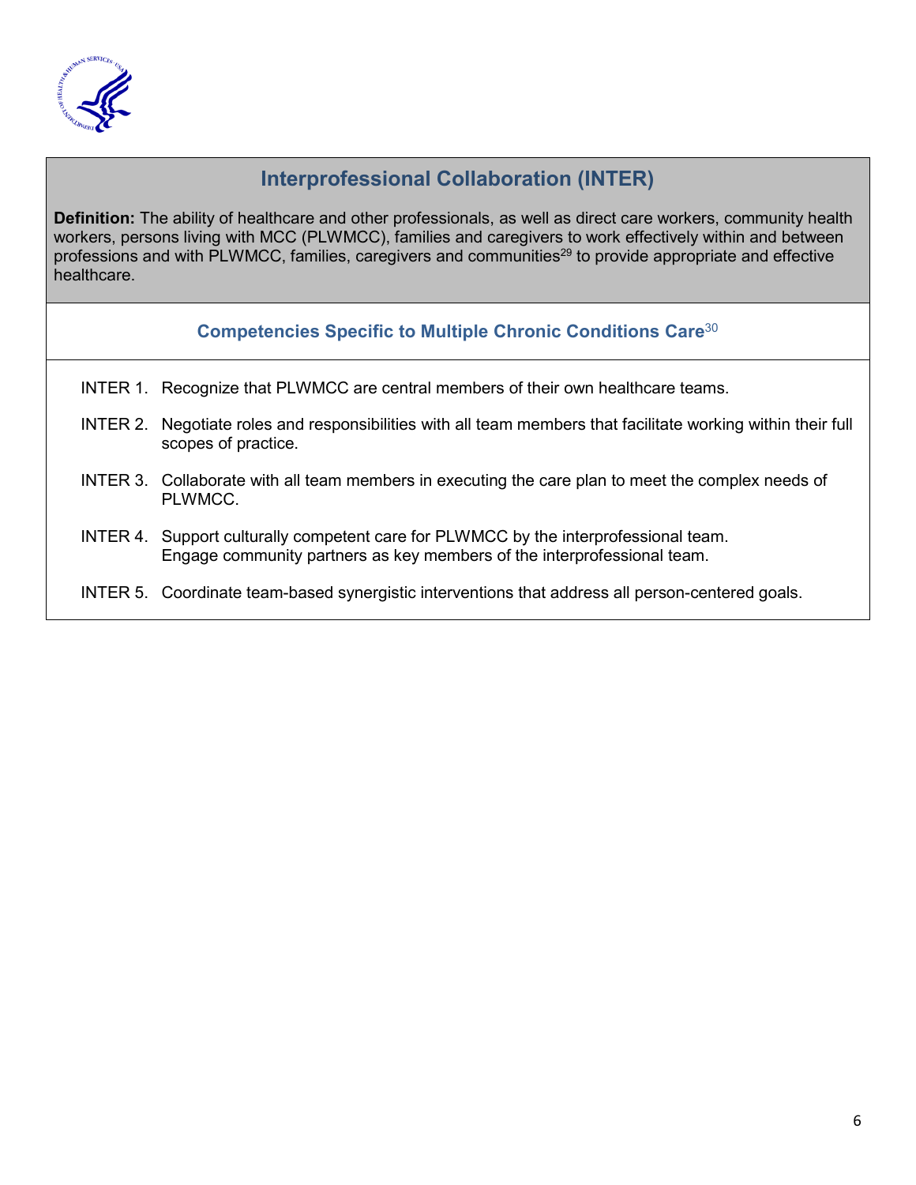## Interprofessional Collaboration (INTER)

**Definition:** The ability of healthcare and other professionals, as well as direct care workers, community health workers, persons living with MCC (PLWMCC), families and caregivers to work effectively within and between professions and with PLWMCC, families, caregivers and communities[29] to provide appropriate and effective healthcare.

### Competencies Specific to Multiple Chronic Conditions Care[30]

- INTER 1. Recognize that PLWMCC are central members of their own healthcare teams.
- INTER 2. Negotiate roles and responsibilities with all team members that facilitate working within their full scopes of practice.
- INTER 3. Collaborate with all team members in executing the care plan to meet the complex needs of PLWMCC.
- INTER 4. Support culturally competent care for PLWMCC by the interprofessional team. Engage community partners as key members of the interprofessional team.
- INTER 5. Coordinate team-based synergistic interventions that address all person-centered goals.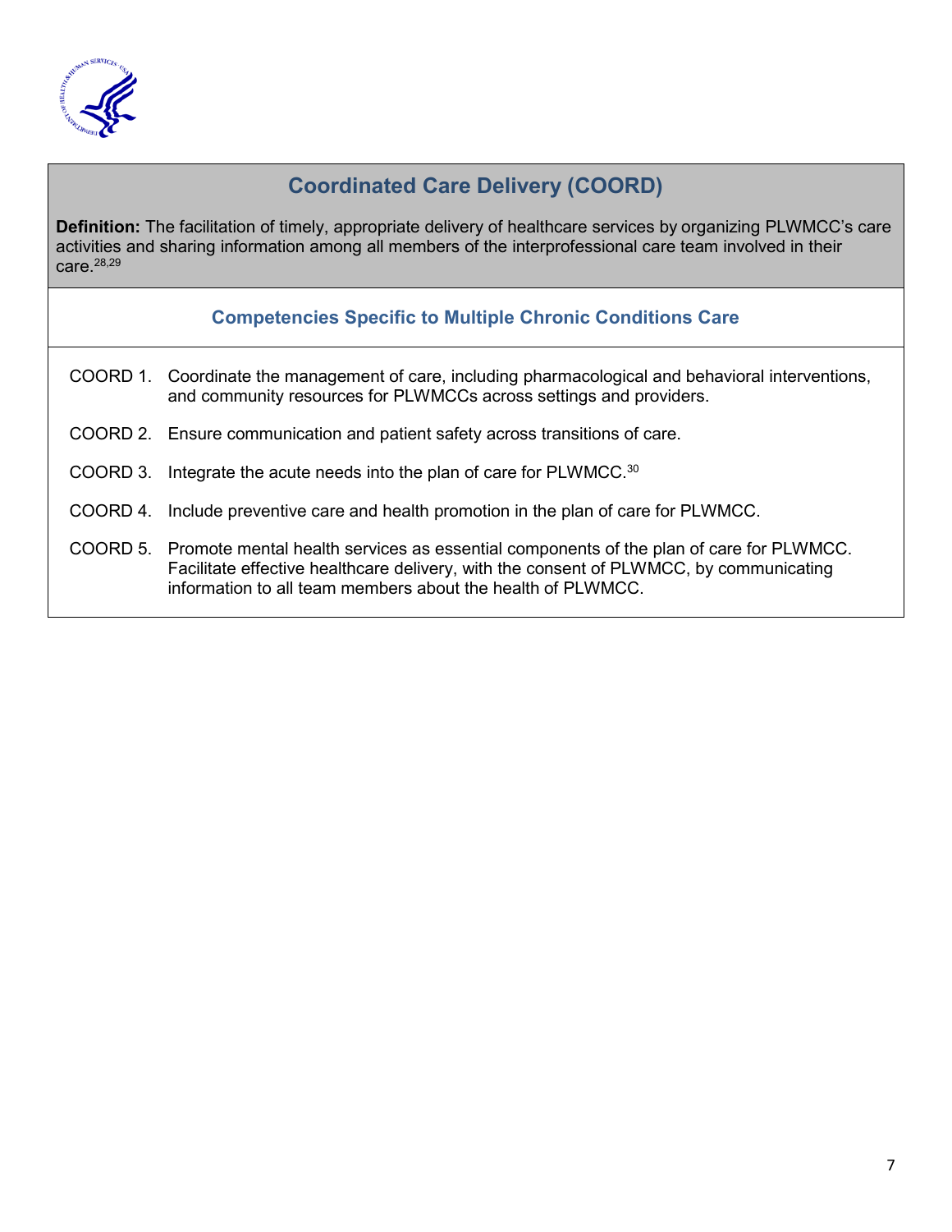## Coordinated Care Delivery (COORD)

**Definition:** The facilitation of timely, appropriate delivery of healthcare services by organizing PLWMCC's care activities and sharing information among all members of the interprofessional care team involved in their care.[28,29]

### Competencies Specific to Multiple Chronic Conditions Care

COORD 1. Coordinate the management of care, including pharmacological and behavioral interventions, and community resources for PLWMCCs across settings and providers.

COORD 2. Ensure communication and patient safety across transitions of care.

COORD 3. Integrate the acute needs into the plan of care for PLWMCC.[30]

COORD 4. Include preventive care and health promotion in the plan of care for PLWMCC.

COORD 5. Promote mental health services as essential components of the plan of care for PLWMCC. Facilitate effective healthcare delivery, with the consent of PLWMCC, by communicating information to all team members about the health of PLWMCC.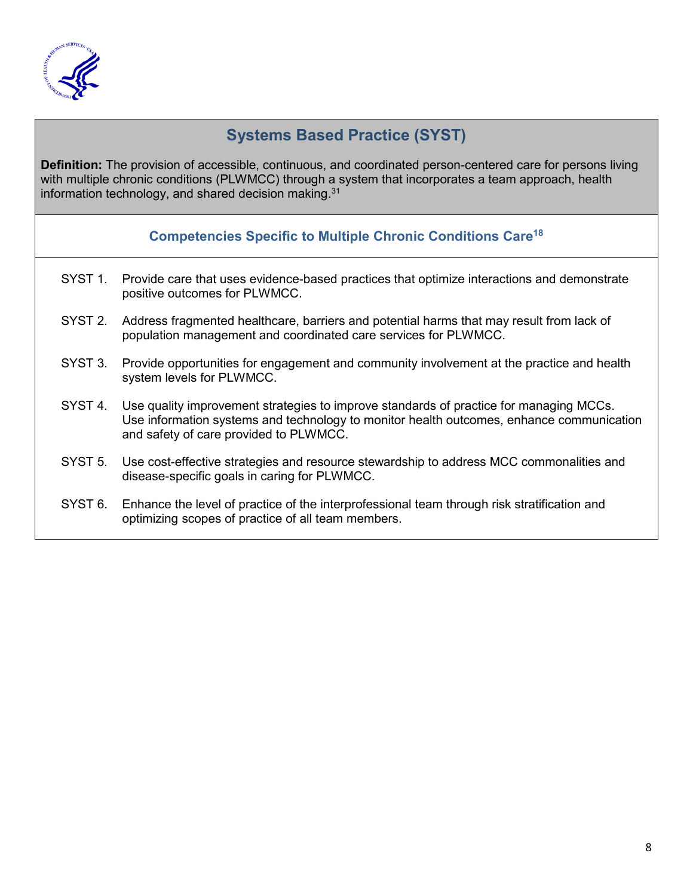## Systems Based Practice (SYST)

**Definition:** The provision of accessible, continuous, and coordinated person-centered care for persons living with multiple chronic conditions (PLWMCC) through a system that incorporates a team approach, health information technology, and shared decision making.[31]

### Competencies Specific to Multiple Chronic Conditions Care[18]

- SYST 1. Provide care that uses evidence-based practices that optimize interactions and demonstrate positive outcomes for PLWMCC.
- SYST 2. Address fragmented healthcare, barriers and potential harms that may result from lack of population management and coordinated care services for PLWMCC.
- SYST 3. Provide opportunities for engagement and community involvement at the practice and health system levels for PLWMCC.
- SYST 4. Use quality improvement strategies to improve standards of practice for managing MCCs. Use information systems and technology to monitor health outcomes, enhance communication and safety of care provided to PLWMCC.
- SYST 5. Use cost-effective strategies and resource stewardship to address MCC commonalities and disease-specific goals in caring for PLWMCC.
- SYST 6. Enhance the level of practice of the interprofessional team through risk stratification and optimizing scopes of practice of all team members.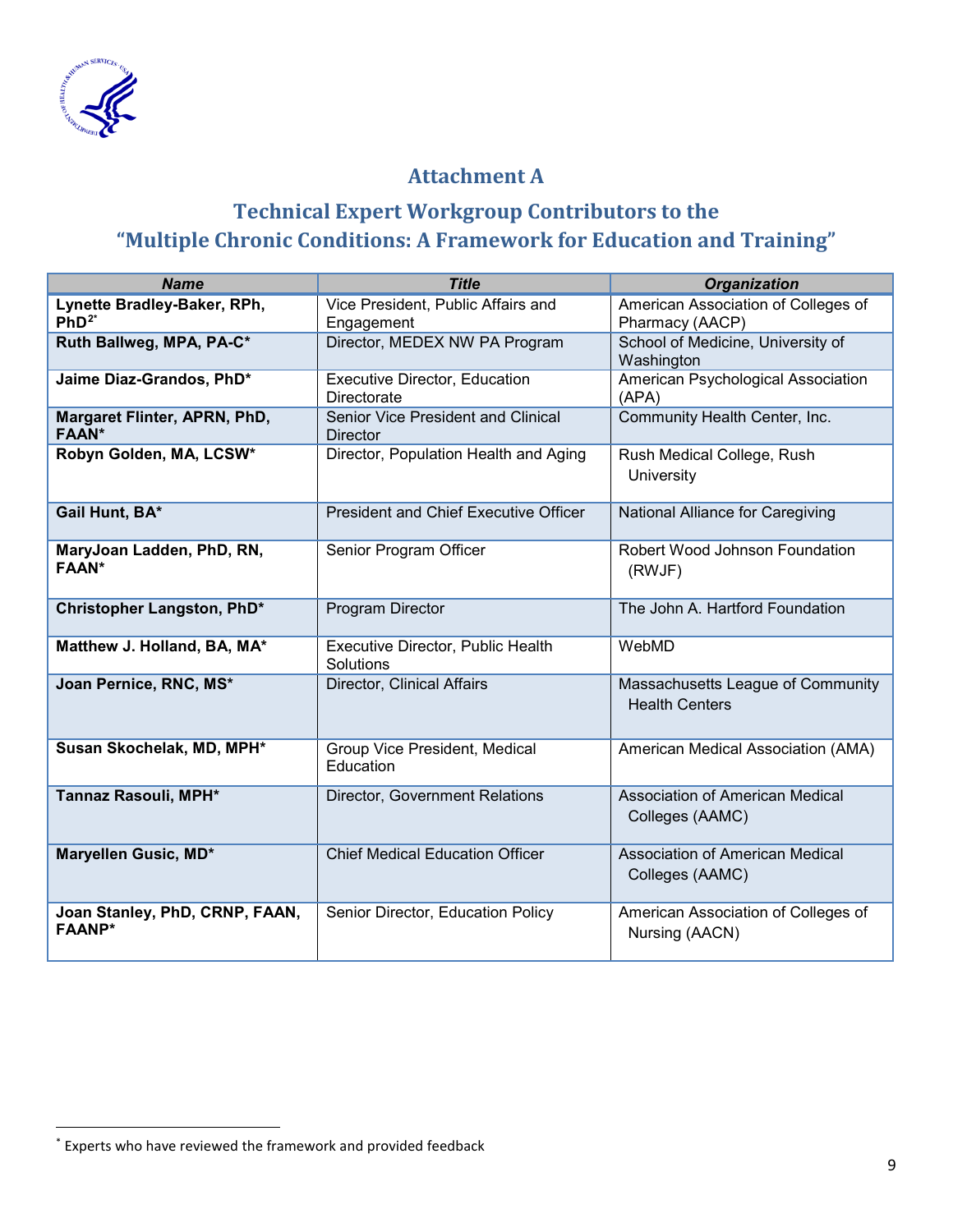## Attachment A

## Technical Expert Workgroup Contributors to the "Multiple Chronic Conditions: A Framework for Education and Training"

| *Name* | *Title* | *Organization* |
|---|---|---|
| **Lynette Bradley-Baker, RPh, PhD[2*]** | Vice President, Public Affairs and Engagement | American Association of Colleges of Pharmacy (AACP) |
| **Ruth Ballweg, MPA, PA-C*** | Director, MEDEX NW PA Program | School of Medicine, University of Washington |
| **Jaime Diaz-Grandos, PhD*** | Executive Director, Education Directorate | American Psychological Association (APA) |
| **Margaret Flinter, APRN, PhD, FAAN*** | Senior Vice President and Clinical Director | Community Health Center, Inc. |
| **Robyn Golden, MA, LCSW*** | Director, Population Health and Aging | Rush Medical College, Rush University |
| **Gail Hunt, BA*** | President and Chief Executive Officer | National Alliance for Caregiving |
| **MaryJoan Ladden, PhD, RN, FAAN*** | Senior Program Officer | Robert Wood Johnson Foundation (RWJF) |
| **Christopher Langston, PhD*** | Program Director | The John A. Hartford Foundation |
| **Matthew J. Holland, BA, MA*** | Executive Director, Public Health Solutions | WebMD |
| **Joan Pernice, RNC, MS*** | Director, Clinical Affairs | Massachusetts League of Community Health Centers |
| **Susan Skochelak, MD, MPH*** | Group Vice President, Medical Education | American Medical Association (AMA) |
| **Tannaz Rasouli, MPH*** | Director, Government Relations | Association of American Medical Colleges (AAMC) |
| **Maryellen Gusic, MD*** | Chief Medical Education Officer | Association of American Medical Colleges (AAMC) |
| **Joan Stanley, PhD, CRNP, FAAN, FAANP*** | Senior Director, Education Policy | American Association of Colleges of Nursing (AACN) |

[*] Experts who have reviewed the framework and provided feedback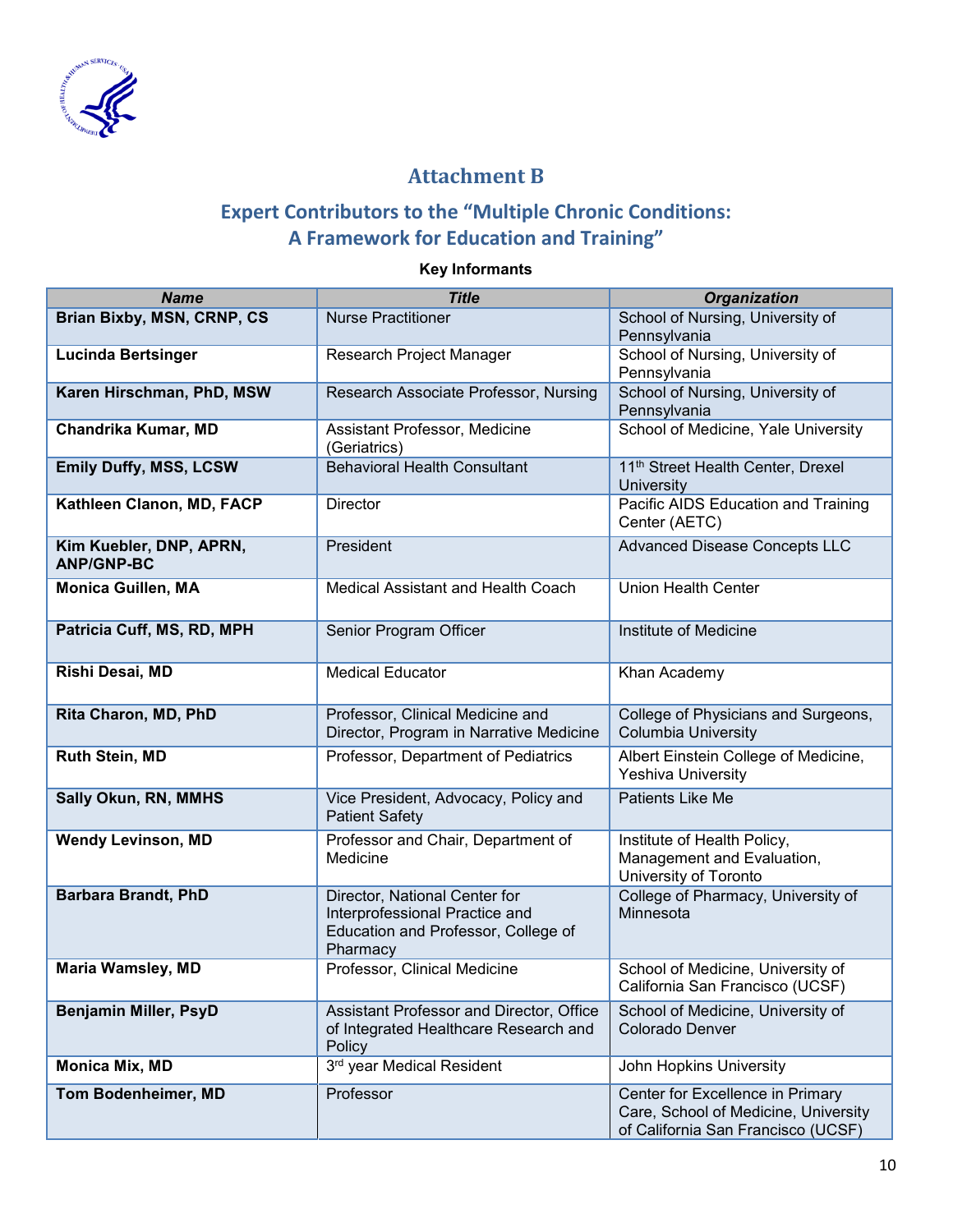# Attachment B

## Expert Contributors to the "Multiple Chronic Conditions: A Framework for Education and Training"

**Key Informants**

| Name | Title | Organization |
|---|---|---|
| **Brian Bixby, MSN, CRNP, CS** | Nurse Practitioner | School of Nursing, University of Pennsylvania |
| **Lucinda Bertsinger** | Research Project Manager | School of Nursing, University of Pennsylvania |
| **Karen Hirschman, PhD, MSW** | Research Associate Professor, Nursing | School of Nursing, University of Pennsylvania |
| **Chandrika Kumar, MD** | Assistant Professor, Medicine (Geriatrics) | School of Medicine, Yale University |
| **Emily Duffy, MSS, LCSW** | Behavioral Health Consultant | 11th Street Health Center, Drexel University |
| **Kathleen Clanon, MD, FACP** | Director | Pacific AIDS Education and Training Center (AETC) |
| **Kim Kuebler, DNP, APRN, ANP/GNP-BC** | President | Advanced Disease Concepts LLC |
| **Monica Guillen, MA** | Medical Assistant and Health Coach | Union Health Center |
| **Patricia Cuff, MS, RD, MPH** | Senior Program Officer | Institute of Medicine |
| **Rishi Desai, MD** | Medical Educator | Khan Academy |
| **Rita Charon, MD, PhD** | Professor, Clinical Medicine and Director, Program in Narrative Medicine | College of Physicians and Surgeons, Columbia University |
| **Ruth Stein, MD** | Professor, Department of Pediatrics | Albert Einstein College of Medicine, Yeshiva University |
| **Sally Okun, RN, MMHS** | Vice President, Advocacy, Policy and Patient Safety | Patients Like Me |
| **Wendy Levinson, MD** | Professor and Chair, Department of Medicine | Institute of Health Policy, Management and Evaluation, University of Toronto |
| **Barbara Brandt, PhD** | Director, National Center for Interprofessional Practice and Education and Professor, College of Pharmacy | College of Pharmacy, University of Minnesota |
| **Maria Wamsley, MD** | Professor, Clinical Medicine | School of Medicine, University of California San Francisco (UCSF) |
| **Benjamin Miller, PsyD** | Assistant Professor and Director, Office of Integrated Healthcare Research and Policy | School of Medicine, University of Colorado Denver |
| **Monica Mix, MD** | 3rd year Medical Resident | John Hopkins University |
| **Tom Bodenheimer, MD** | Professor | Center for Excellence in Primary Care, School of Medicine, University of California San Francisco (UCSF) |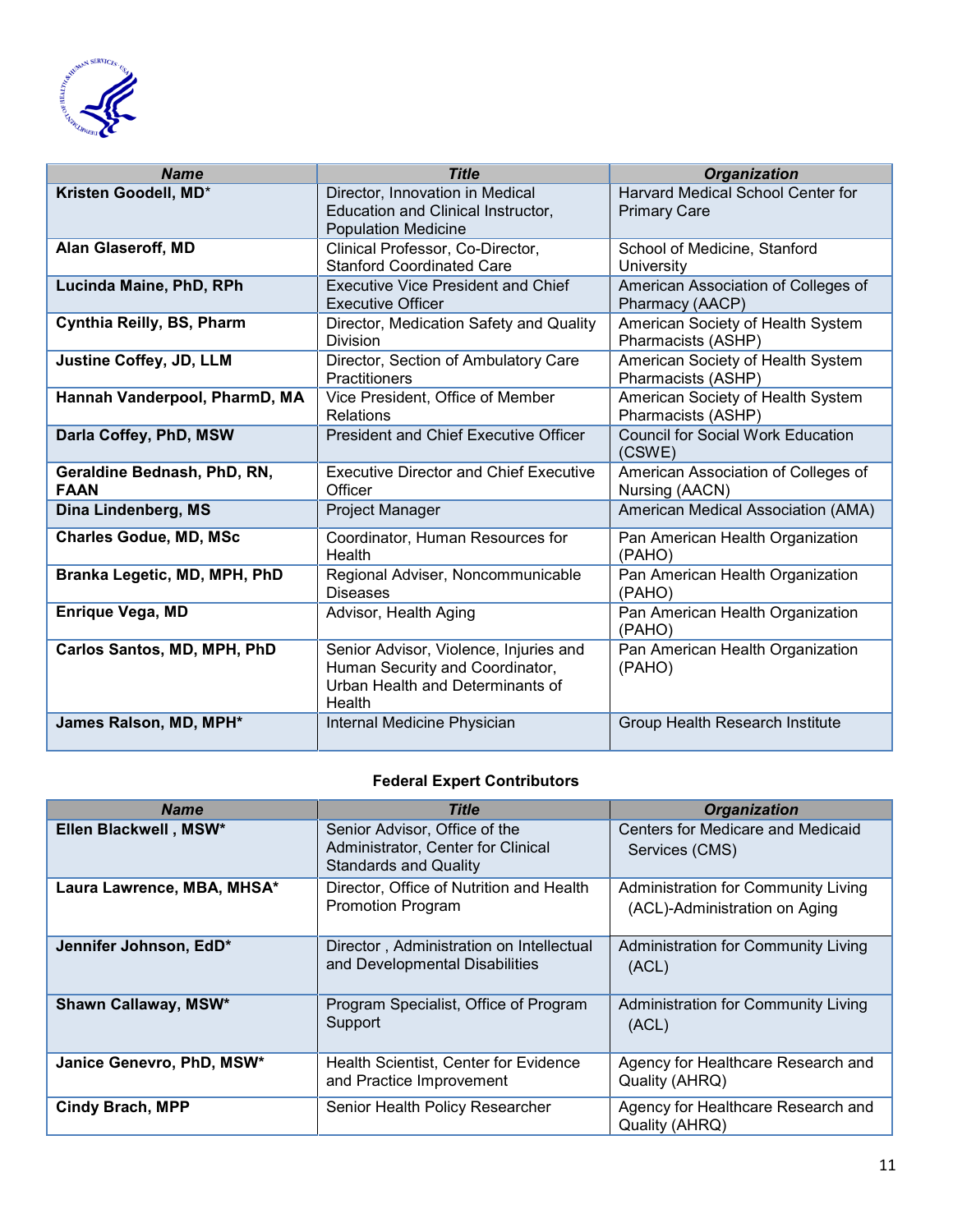| Name | Title | Organization |
|---|---|---|
| **Kristen Goodell, MD*** | Director, Innovation in Medical Education and Clinical Instructor, Population Medicine | Harvard Medical School Center for Primary Care |
| **Alan Glaseroff, MD** | Clinical Professor, Co-Director, Stanford Coordinated Care | School of Medicine, Stanford University |
| **Lucinda Maine, PhD, RPh** | Executive Vice President and Chief Executive Officer | American Association of Colleges of Pharmacy (AACP) |
| **Cynthia Reilly, BS, Pharm** | Director, Medication Safety and Quality Division | American Society of Health System Pharmacists (ASHP) |
| **Justine Coffey, JD, LLM** | Director, Section of Ambulatory Care Practitioners | American Society of Health System Pharmacists (ASHP) |
| **Hannah Vanderpool, PharmD, MA** | Vice President, Office of Member Relations | American Society of Health System Pharmacists (ASHP) |
| **Darla Coffey, PhD, MSW** | President and Chief Executive Officer | Council for Social Work Education (CSWE) |
| **Geraldine Bednash, PhD, RN, FAAN** | Executive Director and Chief Executive Officer | American Association of Colleges of Nursing (AACN) |
| **Dina Lindenberg, MS** | Project Manager | American Medical Association (AMA) |
| **Charles Godue, MD, MSc** | Coordinator, Human Resources for Health | Pan American Health Organization (PAHO) |
| **Branka Legetic, MD, MPH, PhD** | Regional Adviser, Noncommunicable Diseases | Pan American Health Organization (PAHO) |
| **Enrique Vega, MD** | Advisor, Health Aging | Pan American Health Organization (PAHO) |
| **Carlos Santos, MD, MPH, PhD** | Senior Advisor, Violence, Injuries and Human Security and Coordinator, Urban Health and Determinants of Health | Pan American Health Organization (PAHO) |
| **James Ralson, MD, MPH*** | Internal Medicine Physician | Group Health Research Institute |

**Federal Expert Contributors**

| Name | Title | Organization |
|---|---|---|
| **Ellen Blackwell , MSW*** | Senior Advisor, Office of the Administrator, Center for Clinical Standards and Quality | Centers for Medicare and Medicaid Services (CMS) |
| **Laura Lawrence, MBA, MHSA*** | Director, Office of Nutrition and Health Promotion Program | Administration for Community Living (ACL)-Administration on Aging |
| **Jennifer Johnson, EdD*** | Director , Administration on Intellectual and Developmental Disabilities | Administration for Community Living (ACL) |
| **Shawn Callaway, MSW*** | Program Specialist, Office of Program Support | Administration for Community Living (ACL) |
| **Janice Genevro, PhD, MSW*** | Health Scientist, Center for Evidence and Practice Improvement | Agency for Healthcare Research and Quality (AHRQ) |
| **Cindy Brach, MPP** | Senior Health Policy Researcher | Agency for Healthcare Research and Quality (AHRQ) |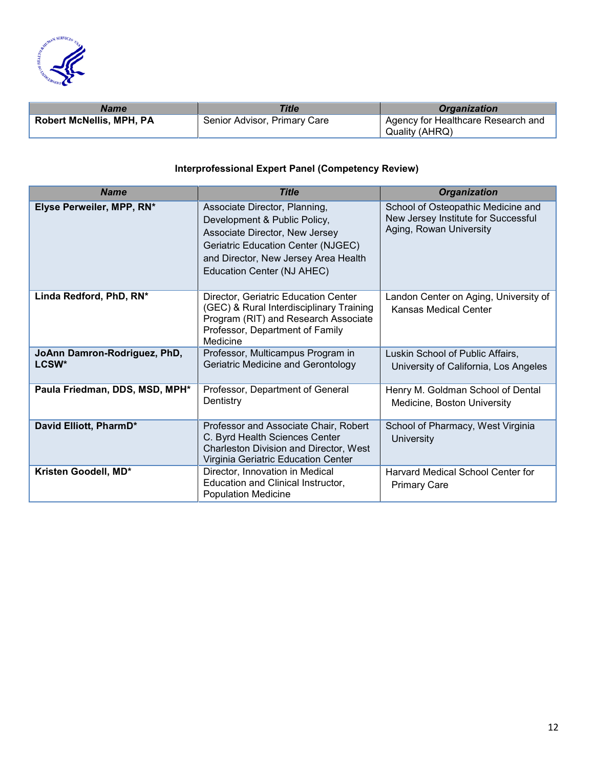| Name | Title | Organization |
| --- | --- | --- |
| **Robert McNellis, MPH, PA** | Senior Advisor, Primary Care | Agency for Healthcare Research and Quality (AHRQ) |

**Interprofessional Expert Panel (Competency Review)**

| Name | Title | Organization |
| --- | --- | --- |
| **Elyse Perweiler, MPP, RN*** | Associate Director, Planning, Development & Public Policy, Associate Director, New Jersey Geriatric Education Center (NJGEC) and Director, New Jersey Area Health Education Center (NJ AHEC) | School of Osteopathic Medicine and New Jersey Institute for Successful Aging, Rowan University |
| **Linda Redford, PhD, RN*** | Director, Geriatric Education Center (GEC) & Rural Interdisciplinary Training Program (RIT) and Research Associate Professor, Department of Family Medicine | Landon Center on Aging, University of Kansas Medical Center |
| **JoAnn Damron-Rodriguez, PhD, LCSW*** | Professor, Multicampus Program in Geriatric Medicine and Gerontology | Luskin School of Public Affairs, University of California, Los Angeles |
| **Paula Friedman, DDS, MSD, MPH*** | Professor, Department of General Dentistry | Henry M. Goldman School of Dental Medicine, Boston University |
| **David Elliott, PharmD*** | Professor and Associate Chair, Robert C. Byrd Health Sciences Center Charleston Division and Director, West Virginia Geriatric Education Center | School of Pharmacy, West Virginia University |
| **Kristen Goodell, MD*** | Director, Innovation in Medical Education and Clinical Instructor, Population Medicine | Harvard Medical School Center for Primary Care |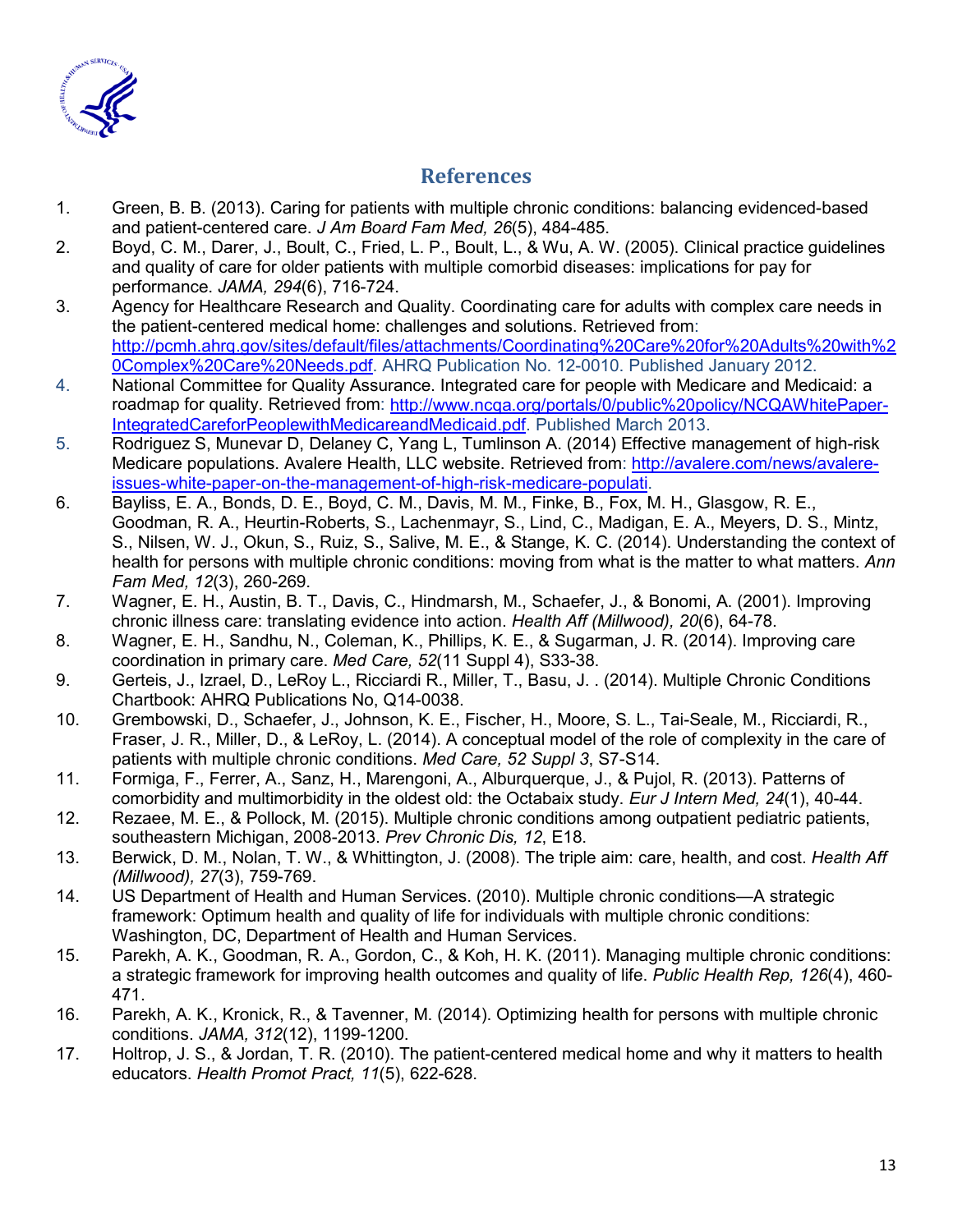## References

1. Green, B. B. (2013). Caring for patients with multiple chronic conditions: balancing evidenced-based and patient-centered care. *J Am Board Fam Med, 26*(5), 484-485.
2. Boyd, C. M., Darer, J., Boult, C., Fried, L. P., Boult, L., & Wu, A. W. (2005). Clinical practice guidelines and quality of care for older patients with multiple comorbid diseases: implications for pay for performance. *JAMA, 294*(6), 716-724.
3. Agency for Healthcare Research and Quality. Coordinating care for adults with complex care needs in the patient-centered medical home: challenges and solutions. Retrieved from: http://pcmh.ahrq.gov/sites/default/files/attachments/Coordinating%20Care%20for%20Adults%20with%20Complex%20Care%20Needs.pdf. AHRQ Publication No. 12-0010. Published January 2012.
4. National Committee for Quality Assurance. Integrated care for people with Medicare and Medicaid: a roadmap for quality. Retrieved from: http://www.ncqa.org/portals/0/public%20policy/NCQAWhitePaper-IntegratedCareforPeoplewithMedicareandMedicaid.pdf. Published March 2013.
5. Rodriguez S, Munevar D, Delaney C, Yang L, Tumlinson A. (2014) Effective management of high-risk Medicare populations. Avalere Health, LLC website. Retrieved from: http://avalere.com/news/avalere-issues-white-paper-on-the-management-of-high-risk-medicare-populati.
6. Bayliss, E. A., Bonds, D. E., Boyd, C. M., Davis, M. M., Finke, B., Fox, M. H., Glasgow, R. E., Goodman, R. A., Heurtin-Roberts, S., Lachenmayr, S., Lind, C., Madigan, E. A., Meyers, D. S., Mintz, S., Nilsen, W. J., Okun, S., Ruiz, S., Salive, M. E., & Stange, K. C. (2014). Understanding the context of health for persons with multiple chronic conditions: moving from what is the matter to what matters. *Ann Fam Med, 12*(3), 260-269.
7. Wagner, E. H., Austin, B. T., Davis, C., Hindmarsh, M., Schaefer, J., & Bonomi, A. (2001). Improving chronic illness care: translating evidence into action. *Health Aff (Millwood), 20*(6), 64-78.
8. Wagner, E. H., Sandhu, N., Coleman, K., Phillips, K. E., & Sugarman, J. R. (2014). Improving care coordination in primary care. *Med Care, 52*(11 Suppl 4), S33-38.
9. Gerteis, J., Izrael, D., LeRoy L., Ricciardi R., Miller, T., Basu, J. . (2014). Multiple Chronic Conditions Chartbook: AHRQ Publications No, Q14-0038.
10. Grembowski, D., Schaefer, J., Johnson, K. E., Fischer, H., Moore, S. L., Tai-Seale, M., Ricciardi, R., Fraser, J. R., Miller, D., & LeRoy, L. (2014). A conceptual model of the role of complexity in the care of patients with multiple chronic conditions. *Med Care, 52 Suppl 3*, S7-S14.
11. Formiga, F., Ferrer, A., Sanz, H., Marengoni, A., Alburquerque, J., & Pujol, R. (2013). Patterns of comorbidity and multimorbidity in the oldest old: the Octabaix study. *Eur J Intern Med, 24*(1), 40-44.
12. Rezaee, M. E., & Pollock, M. (2015). Multiple chronic conditions among outpatient pediatric patients, southeastern Michigan, 2008-2013. *Prev Chronic Dis, 12*, E18.
13. Berwick, D. M., Nolan, T. W., & Whittington, J. (2008). The triple aim: care, health, and cost. *Health Aff (Millwood), 27*(3), 759-769.
14. US Department of Health and Human Services. (2010). Multiple chronic conditions—A strategic framework: Optimum health and quality of life for individuals with multiple chronic conditions: Washington, DC, Department of Health and Human Services.
15. Parekh, A. K., Goodman, R. A., Gordon, C., & Koh, H. K. (2011). Managing multiple chronic conditions: a strategic framework for improving health outcomes and quality of life. *Public Health Rep, 126*(4), 460-471.
16. Parekh, A. K., Kronick, R., & Tavenner, M. (2014). Optimizing health for persons with multiple chronic conditions. *JAMA, 312*(12), 1199-1200.
17. Holtrop, J. S., & Jordan, T. R. (2010). The patient-centered medical home and why it matters to health educators. *Health Promot Pract, 11*(5), 622-628.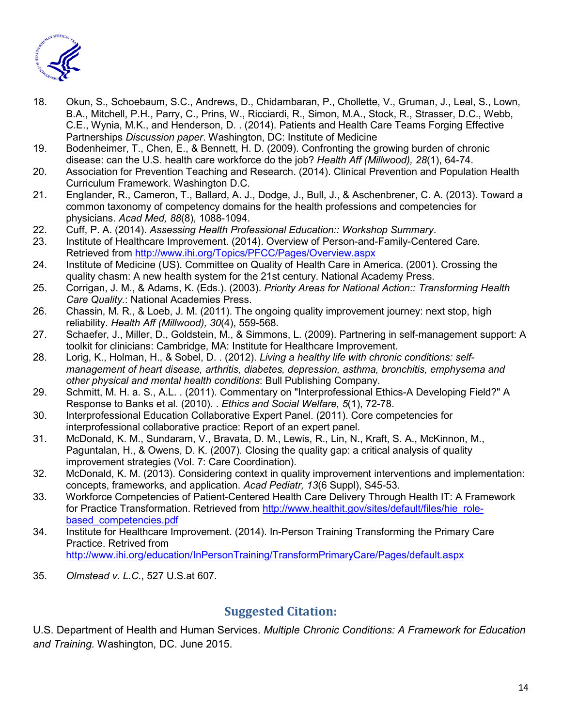18. Okun, S., Schoebaum, S.C., Andrews, D., Chidambaran, P., Chollette, V., Gruman, J., Leal, S., Lown, B.A., Mitchell, P.H., Parry, C., Prins, W., Ricciardi, R., Simon, M.A., Stock, R., Strasser, D.C., Webb, C.E., Wynia, M.K., and Henderson, D. . (2014). Patients and Health Care Teams Forging Effective Partnerships *Discussion paper*. Washington, DC: Institute of Medicine
19. Bodenheimer, T., Chen, E., & Bennett, H. D. (2009). Confronting the growing burden of chronic disease: can the U.S. health care workforce do the job? *Health Aff (Millwood), 28*(1), 64-74.
20. Association for Prevention Teaching and Research. (2014). Clinical Prevention and Population Health Curriculum Framework. Washington D.C.
21. Englander, R., Cameron, T., Ballard, A. J., Dodge, J., Bull, J., & Aschenbrener, C. A. (2013). Toward a common taxonomy of competency domains for the health professions and competencies for physicians. *Acad Med, 88*(8), 1088-1094.
22. Cuff, P. A. (2014). *Assessing Health Professional Education:: Workshop Summary*.
23. Institute of Healthcare Improvement. (2014). Overview of Person-and-Family-Centered Care. Retrieved from http://www.ihi.org/Topics/PFCC/Pages/Overview.aspx
24. Institute of Medicine (US). Committee on Quality of Health Care in America. (2001). Crossing the quality chasm: A new health system for the 21st century. National Academy Press.
25. Corrigan, J. M., & Adams, K. (Eds.). (2003). *Priority Areas for National Action:: Transforming Health Care Quality.*: National Academies Press.
26. Chassin, M. R., & Loeb, J. M. (2011). The ongoing quality improvement journey: next stop, high reliability. *Health Aff (Millwood), 30*(4), 559-568.
27. Schaefer, J., Miller, D., Goldstein, M., & Simmons, L. (2009). Partnering in self-management support: A toolkit for clinicians: Cambridge, MA: Institute for Healthcare Improvement.
28. Lorig, K., Holman, H., & Sobel, D. . (2012). *Living a healthy life with chronic conditions: self-management of heart disease, arthritis, diabetes, depression, asthma, bronchitis, emphysema and other physical and mental health conditions*: Bull Publishing Company.
29. Schmitt, M. H. a. S., A.L. . (2011). Commentary on "Interprofessional Ethics-A Developing Field?" A Response to Banks et al. (2010). . *Ethics and Social Welfare, 5*(1), 72-78.
30. Interprofessional Education Collaborative Expert Panel. (2011). Core competencies for interprofessional collaborative practice: Report of an expert panel.
31. McDonald, K. M., Sundaram, V., Bravata, D. M., Lewis, R., Lin, N., Kraft, S. A., McKinnon, M., Paguntalan, H., & Owens, D. K. (2007). Closing the quality gap: a critical analysis of quality improvement strategies (Vol. 7: Care Coordination).
32. McDonald, K. M. (2013). Considering context in quality improvement interventions and implementation: concepts, frameworks, and application. *Acad Pediatr, 13*(6 Suppl), S45-53.
33. Workforce Competencies of Patient-Centered Health Care Delivery Through Health IT: A Framework for Practice Transformation. Retrieved from http://www.healthit.gov/sites/default/files/hie_role-based_competencies.pdf
34. Institute for Healthcare Improvement. (2014). In-Person Training Transforming the Primary Care Practice. Retrived from http://www.ihi.org/education/InPersonTraining/TransformPrimaryCare/Pages/default.aspx
35. *Olmstead v. L.C.*, 527 U.S.at 607.

## Suggested Citation:

U.S. Department of Health and Human Services. *Multiple Chronic Conditions: A Framework for Education and Training.* Washington, DC. June 2015.